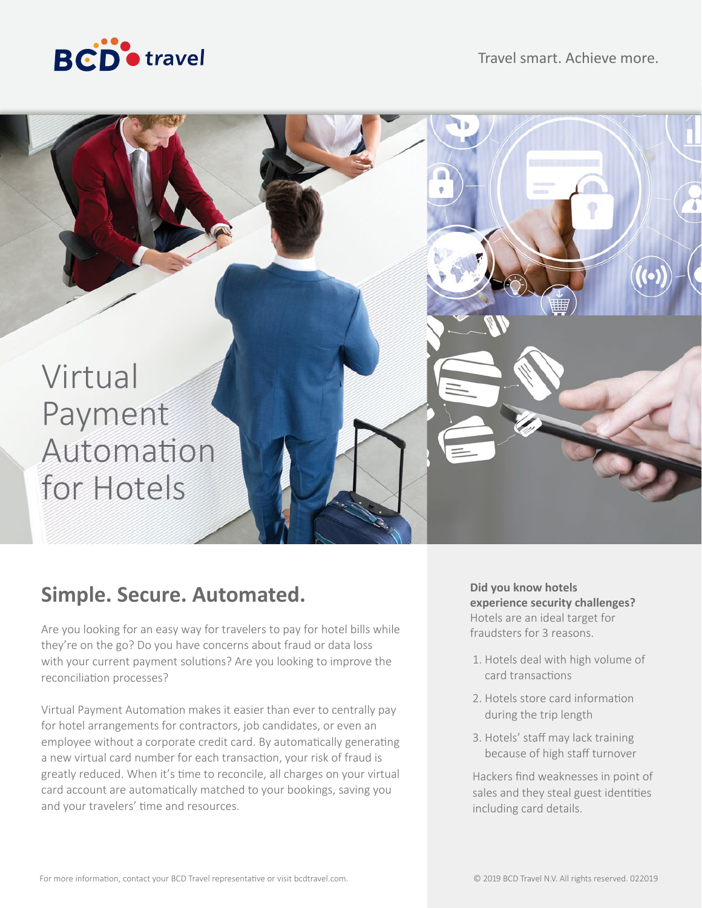BCD travel

Travel smart. Achieve more.

# Virtual Payment Automation for Hotels

## Simple. Secure. Automated.

Are you looking for an easy way for travelers to pay for hotel bills while they're on the go? Do you have concerns about fraud or data loss with your current payment solutions? Are you looking to improve the reconciliation processes?

Virtual Payment Automation makes it easier than ever to centrally pay for hotel arrangements for contractors, job candidates, or even an employee without a corporate credit card. By automatically generating a new virtual card number for each transaction, your risk of fraud is greatly reduced. When it's time to reconcile, all charges on your virtual card account are automatically matched to your bookings, saving you and your travelers' time and resources.

**Did you know hotels experience security challenges?**
Hotels are an ideal target for fraudsters for 3 reasons.

1. Hotels deal with high volume of card transactions
2. Hotels store card information during the trip length
3. Hotels' staff may lack training because of high staff turnover

Hackers find weaknesses in point of sales and they steal guest identities including card details.

For more information, contact your BCD Travel representative or visit bcdtravel.com.

© 2019 BCD Travel N.V. All rights reserved. 022019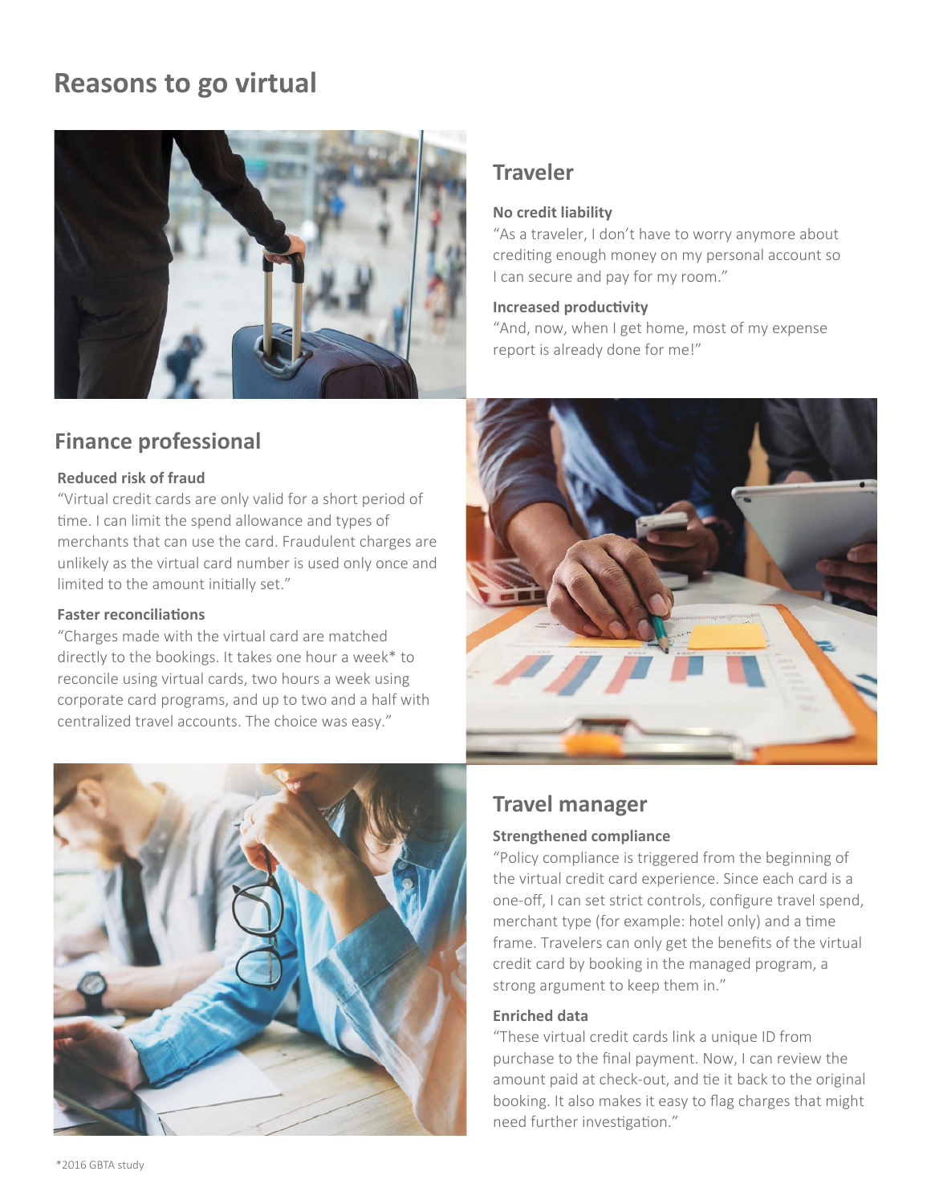# Reasons to go virtual

## Traveler

**No credit liability**

"As a traveler, I don't have to worry anymore about crediting enough money on my personal account so I can secure and pay for my room."

**Increased productivity**

"And, now, when I get home, most of my expense report is already done for me!"

## Finance professional

**Reduced risk of fraud**

"Virtual credit cards are only valid for a short period of time. I can limit the spend allowance and types of merchants that can use the card. Fraudulent charges are unlikely as the virtual card number is used only once and limited to the amount initially set."

**Faster reconciliations**

"Charges made with the virtual card are matched directly to the bookings. It takes one hour a week* to reconcile using virtual cards, two hours a week using corporate card programs, and up to two and a half with centralized travel accounts. The choice was easy."

## Travel manager

**Strengthened compliance**

"Policy compliance is triggered from the beginning of the virtual credit card experience. Since each card is a one-off, I can set strict controls, configure travel spend, merchant type (for example: hotel only) and a time frame. Travelers can only get the benefits of the virtual credit card by booking in the managed program, a strong argument to keep them in."

**Enriched data**

"These virtual credit cards link a unique ID from purchase to the final payment. Now, I can review the amount paid at check-out, and tie it back to the original booking. It also makes it easy to flag charges that might need further investigation."

*2016 GBTA study